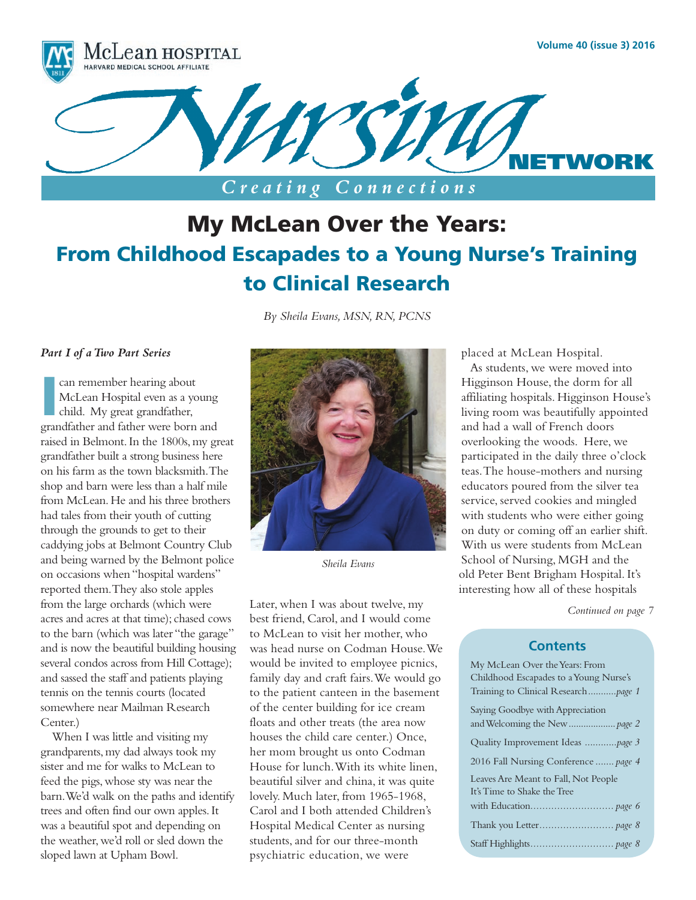McLean HOSPITAL
HARVARD MEDICAL SCHOOL AFFILIATE

# Nursing NETWORK

*Creating Connections*

# My McLean Over the Years: From Childhood Escapades to a Young Nurse's Training to Clinical Research

*By Sheila Evans, MSN, RN, PCNS*

***Part I of a Two Part Series***

I can remember hearing about McLean Hospital even as a young child. My great grandfather, grandfather and father were born and raised in Belmont. In the 1800s, my great grandfather built a strong business here on his farm as the town blacksmith. The shop and barn were less than a half mile from McLean. He and his three brothers had tales from their youth of cutting through the grounds to get to their caddying jobs at Belmont Country Club and being warned by the Belmont police on occasions when "hospital wardens" reported them. They also stole apples from the large orchards (which were acres and acres at that time); chased cows to the barn (which was later "the garage" and is now the beautiful building housing several condos across from Hill Cottage); and sassed the staff and patients playing tennis on the tennis courts (located somewhere near Mailman Research Center.)

When I was little and visiting my grandparents, my dad always took my sister and me for walks to McLean to feed the pigs, whose sty was near the barn. We'd walk on the paths and identify trees and often find our own apples. It was a beautiful spot and depending on the weather, we'd roll or sled down the sloped lawn at Upham Bowl.

*Sheila Evans*

Later, when I was about twelve, my best friend, Carol, and I would come to McLean to visit her mother, who was head nurse on Codman House. We would be invited to employee picnics, family day and craft fairs. We would go to the patient canteen in the basement of the center building for ice cream floats and other treats (the area now houses the child care center.) Once, her mom brought us onto Codman House for lunch. With its white linen, beautiful silver and china, it was quite lovely. Much later, from 1965-1968, Carol and I both attended Children's Hospital Medical Center as nursing students, and for our three-month psychiatric education, we were placed at McLean Hospital.

As students, we were moved into Higginson House, the dorm for all affiliating hospitals. Higginson House's living room was beautifully appointed and had a wall of French doors overlooking the woods. Here, we participated in the daily three o'clock teas. The house-mothers and nursing educators poured from the silver tea service, served cookies and mingled with students who were either going on duty or coming off an earlier shift. With us were students from McLean School of Nursing, MGH and the old Peter Bent Brigham Hospital. It's interesting how all of these hospitals

*Continued on page 7*

## Contents

- My McLean Over the Years: From Childhood Escapades to a Young Nurse's Training to Clinical Research ........... page 1
- Saying Goodbye with Appreciation and Welcoming the New .................. page 2
- Quality Improvement Ideas ............ page 3
- 2016 Fall Nursing Conference ....... page 4
- Leaves Are Meant to Fall, Not People It's Time to Shake the Tree with Education............................ page 6
- Thank you Letter......................... page 8
- Staff Highlights............................ page 8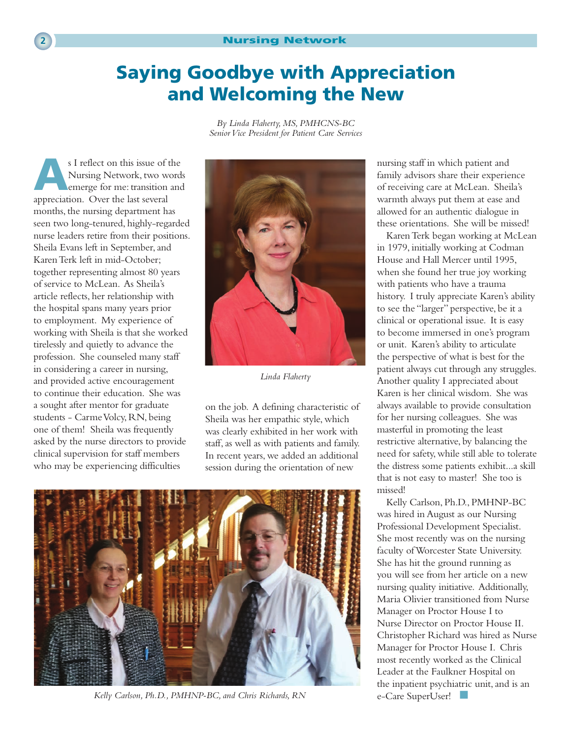# Saying Goodbye with Appreciation and Welcoming the New

*By Linda Flaherty, MS, PMHCNS-BC*
*Senior Vice President for Patient Care Services*

As I reflect on this issue of the Nursing Network, two words emerge for me: transition and appreciation. Over the last several months, the nursing department has seen two long-tenured, highly-regarded nurse leaders retire from their positions. Sheila Evans left in September, and Karen Terk left in mid-October; together representing almost 80 years of service to McLean. As Sheila's article reflects, her relationship with the hospital spans many years prior to employment. My experience of working with Sheila is that she worked tirelessly and quietly to advance the profession. She counseled many staff in considering a career in nursing, and provided active encouragement to continue their education. She was a sought after mentor for graduate students - Carme Volcy, RN, being one of them! Sheila was frequently asked by the nurse directors to provide clinical supervision for staff members who may be experiencing difficulties on the job. A defining characteristic of Sheila was her empathic style, which was clearly exhibited in her work with staff, as well as with patients and family. In recent years, we added an additional session during the orientation of new nursing staff in which patient and family advisors share their experience of receiving care at McLean. Sheila's warmth always put them at ease and allowed for an authentic dialogue in these orientations. She will be missed!

*Linda Flaherty*

Karen Terk began working at McLean in 1979, initially working at Codman House and Hall Mercer until 1995, when she found her true joy working with patients who have a trauma history. I truly appreciate Karen's ability to see the "larger" perspective, be it a clinical or operational issue. It is easy to become immersed in one's program or unit. Karen's ability to articulate the perspective of what is best for the patient always cut through any struggles. Another quality I appreciated about Karen is her clinical wisdom. She was always available to provide consultation for her nursing colleagues. She was masterful in promoting the least restrictive alternative, by balancing the need for safety, while still able to tolerate the distress some patients exhibit...a skill that is not easy to master! She too is missed!

Kelly Carlson, Ph.D., PMHNP-BC was hired in August as our Nursing Professional Development Specialist. She most recently was on the nursing faculty of Worcester State University. She has hit the ground running as you will see from her article on a new nursing quality initiative. Additionally, Maria Olivier transitioned from Nurse Manager on Proctor House I to Nurse Director on Proctor House II. Christopher Richard was hired as Nurse Manager for Proctor House I. Chris most recently worked as the Clinical Leader at the Faulkner Hospital on the inpatient psychiatric unit, and is an e-Care SuperUser!

*Kelly Carlson, Ph.D., PMHNP-BC, and Chris Richards, RN*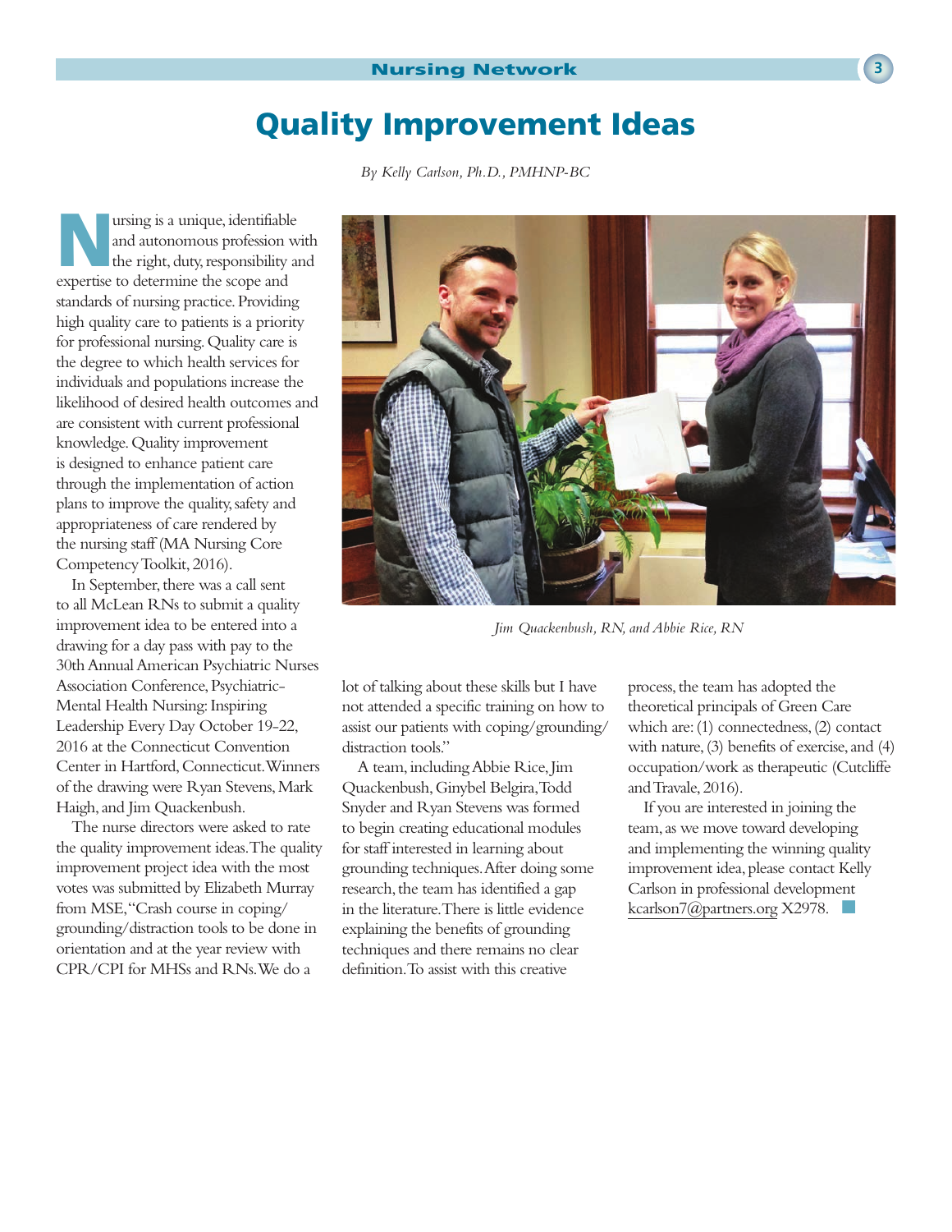# Quality Improvement Ideas

*By Kelly Carlson, Ph.D., PMHNP-BC*

Nursing is a unique, identifiable and autonomous profession with the right, duty, responsibility and expertise to determine the scope and standards of nursing practice. Providing high quality care to patients is a priority for professional nursing. Quality care is the degree to which health services for individuals and populations increase the likelihood of desired health outcomes and are consistent with current professional knowledge. Quality improvement is designed to enhance patient care through the implementation of action plans to improve the quality, safety and appropriateness of care rendered by the nursing staff (MA Nursing Core Competency Toolkit, 2016).

In September, there was a call sent to all McLean RNs to submit a quality improvement idea to be entered into a drawing for a day pass with pay to the 30th Annual American Psychiatric Nurses Association Conference, Psychiatric-Mental Health Nursing: Inspiring Leadership Every Day October 19-22, 2016 at the Connecticut Convention Center in Hartford, Connecticut. Winners of the drawing were Ryan Stevens, Mark Haigh, and Jim Quackenbush.

The nurse directors were asked to rate the quality improvement ideas. The quality improvement project idea with the most votes was submitted by Elizabeth Murray from MSE, "Crash course in coping/grounding/distraction tools to be done in orientation and at the year review with CPR/CPI for MHSs and RNs. We do a lot of talking about these skills but I have not attended a specific training on how to assist our patients with coping/grounding/distraction tools."

*Jim Quackenbush, RN, and Abbie Rice, RN*

A team, including Abbie Rice, Jim Quackenbush, Ginybel Belgira, Todd Snyder and Ryan Stevens was formed to begin creating educational modules for staff interested in learning about grounding techniques. After doing some research, the team has identified a gap in the literature. There is little evidence explaining the benefits of grounding techniques and there remains no clear definition. To assist with this creative process, the team has adopted the theoretical principals of Green Care which are: (1) connectedness, (2) contact with nature, (3) benefits of exercise, and (4) occupation/work as therapeutic (Cutcliffe and Travale, 2016).

If you are interested in joining the team, as we move toward developing and implementing the winning quality improvement idea, please contact Kelly Carlson in professional development kcarlson7@partners.org X2978.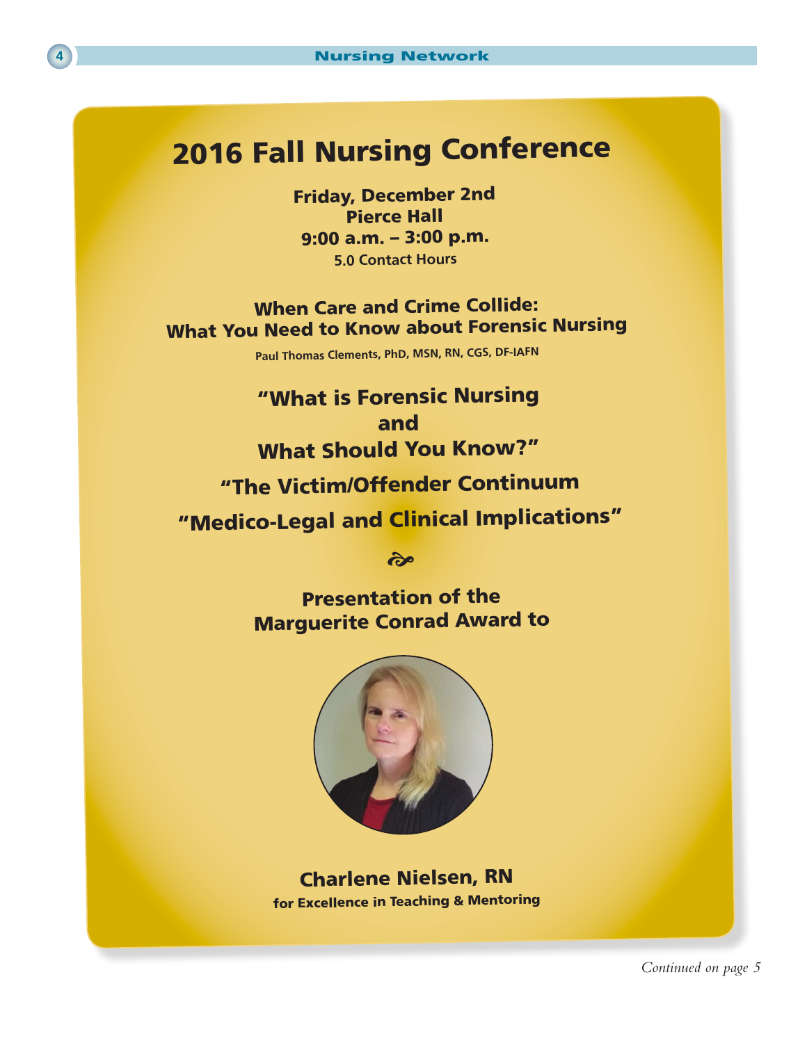# 2016 Fall Nursing Conference

**Friday, December 2nd**
**Pierce Hall**
**9:00 a.m. – 3:00 p.m.**
5.0 Contact Hours

## When Care and Crime Collide: What You Need to Know about Forensic Nursing

Paul Thomas Clements, PhD, MSN, RN, CGS, DF-IAFN

**"What is Forensic Nursing and What Should You Know?"**

**"The Victim/Offender Continuum**

**"Medico-Legal and Clinical Implications"**

**Presentation of the Marguerite Conrad Award to**

**Charlene Nielsen, RN**
**for Excellence in Teaching & Mentoring**

*Continued on page 5*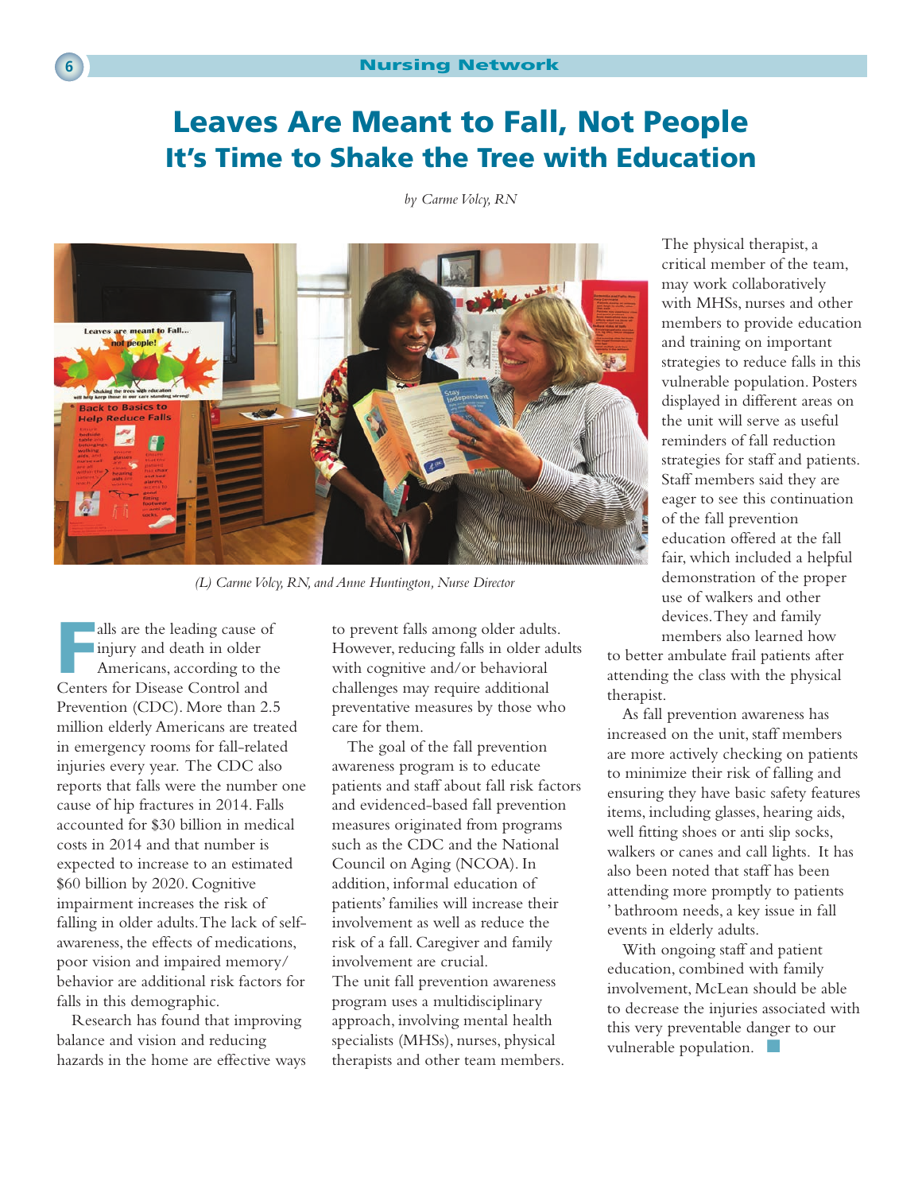# Leaves Are Meant to Fall, Not People

## It's Time to Shake the Tree with Education

*by Carme Volcy, RN*

*(L) Carme Volcy, RN, and Anne Huntington, Nurse Director*

Falls are the leading cause of injury and death in older Americans, according to the Centers for Disease Control and Prevention (CDC). More than 2.5 million elderly Americans are treated in emergency rooms for fall-related injuries every year. The CDC also reports that falls were the number one cause of hip fractures in 2014. Falls accounted for $30 billion in medical costs in 2014 and that number is expected to increase to an estimated $60 billion by 2020. Cognitive impairment increases the risk of falling in older adults. The lack of self-awareness, the effects of medications, poor vision and impaired memory/behavior are additional risk factors for falls in this demographic.

Research has found that improving balance and vision and reducing hazards in the home are effective ways to prevent falls among older adults. However, reducing falls in older adults with cognitive and/or behavioral challenges may require additional preventative measures by those who care for them.

The goal of the fall prevention awareness program is to educate patients and staff about fall risk factors and evidenced-based fall prevention measures originated from programs such as the CDC and the National Council on Aging (NCOA). In addition, informal education of patients' families will increase their involvement as well as reduce the risk of a fall. Caregiver and family involvement are crucial.

The unit fall prevention awareness program uses a multidisciplinary approach, involving mental health specialists (MHSs), nurses, physical therapists and other team members. The physical therapist, a critical member of the team, may work collaboratively with MHSs, nurses and other members to provide education and training on important strategies to reduce falls in this vulnerable population. Posters displayed in different areas on the unit will serve as useful reminders of fall reduction strategies for staff and patients. Staff members said they are eager to see this continuation of the fall prevention education offered at the fall fair, which included a helpful demonstration of the proper use of walkers and other devices. They and family members also learned how to better ambulate frail patients after attending the class with the physical therapist.

As fall prevention awareness has increased on the unit, staff members are more actively checking on patients to minimize their risk of falling and ensuring they have basic safety features items, including glasses, hearing aids, well fitting shoes or anti slip socks, walkers or canes and call lights. It has also been noted that staff has been attending more promptly to patients' bathroom needs, a key issue in fall events in elderly adults.

With ongoing staff and patient education, combined with family involvement, McLean should be able to decrease the injuries associated with this very preventable danger to our vulnerable population.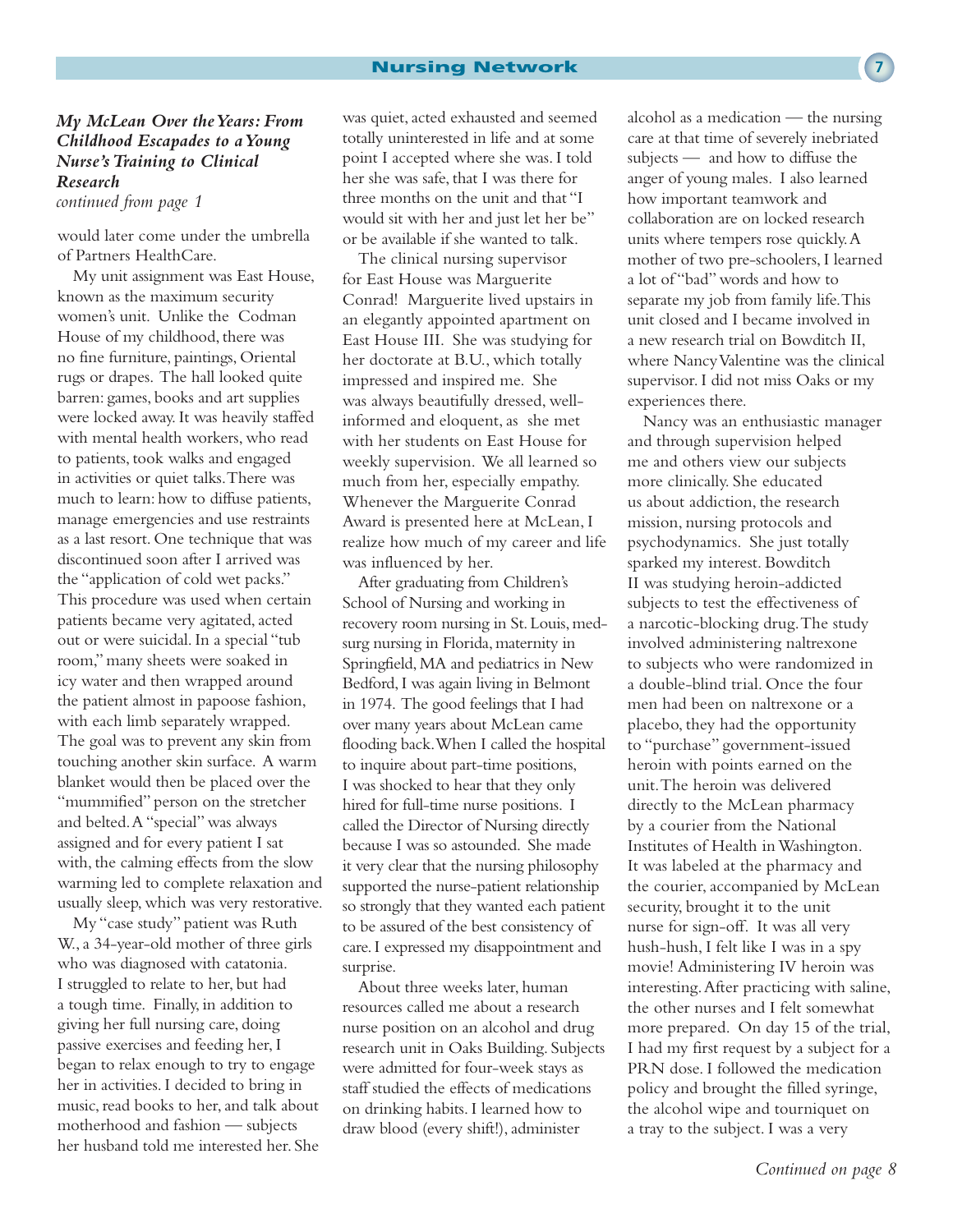***My McLean Over the Years: From Childhood Escapades to a Young Nurse's Training to Clinical Research***

*continued from page 1*

would later come under the umbrella of Partners HealthCare.

My unit assignment was East House, known as the maximum security women's unit. Unlike the Codman House of my childhood, there was no fine furniture, paintings, Oriental rugs or drapes. The hall looked quite barren: games, books and art supplies were locked away. It was heavily staffed with mental health workers, who read to patients, took walks and engaged in activities or quiet talks. There was much to learn: how to diffuse patients, manage emergencies and use restraints as a last resort. One technique that was discontinued soon after I arrived was the "application of cold wet packs." This procedure was used when certain patients became very agitated, acted out or were suicidal. In a special "tub room," many sheets were soaked in icy water and then wrapped around the patient almost in papoose fashion, with each limb separately wrapped. The goal was to prevent any skin from touching another skin surface. A warm blanket would then be placed over the "mummified" person on the stretcher and belted. A "special" was always assigned and for every patient I sat with, the calming effects from the slow warming led to complete relaxation and usually sleep, which was very restorative.

My "case study" patient was Ruth W., a 34-year-old mother of three girls who was diagnosed with catatonia. I struggled to relate to her, but had a tough time. Finally, in addition to giving her full nursing care, doing passive exercises and feeding her, I began to relax enough to try to engage her in activities. I decided to bring in music, read books to her, and talk about motherhood and fashion — subjects her husband told me interested her. She was quiet, acted exhausted and seemed totally uninterested in life and at some point I accepted where she was. I told her she was safe, that I was there for three months on the unit and that "I would sit with her and just let her be" or be available if she wanted to talk.

The clinical nursing supervisor for East House was Marguerite Conrad! Marguerite lived upstairs in an elegantly appointed apartment on East House III. She was studying for her doctorate at B.U., which totally impressed and inspired me. She was always beautifully dressed, well-informed and eloquent, as she met with her students on East House for weekly supervision. We all learned so much from her, especially empathy. Whenever the Marguerite Conrad Award is presented here at McLean, I realize how much of my career and life was influenced by her.

After graduating from Children's School of Nursing and working in recovery room nursing in St. Louis, med-surg nursing in Florida, maternity in Springfield, MA and pediatrics in New Bedford, I was again living in Belmont in 1974. The good feelings that I had over many years about McLean came flooding back. When I called the hospital to inquire about part-time positions, I was shocked to hear that they only hired for full-time nurse positions. I called the Director of Nursing directly because I was so astounded. She made it very clear that the nursing philosophy supported the nurse-patient relationship so strongly that they wanted each patient to be assured of the best consistency of care. I expressed my disappointment and surprise.

About three weeks later, human resources called me about a research nurse position on an alcohol and drug research unit in Oaks Building. Subjects were admitted for four-week stays as staff studied the effects of medications on drinking habits. I learned how to draw blood (every shift!), administer alcohol as a medication — the nursing care at that time of severely inebriated subjects — and how to diffuse the anger of young males. I also learned how important teamwork and collaboration are on locked research units where tempers rose quickly. A mother of two pre-schoolers, I learned a lot of "bad" words and how to separate my job from family life. This unit closed and I became involved in a new research trial on Bowditch II, where Nancy Valentine was the clinical supervisor. I did not miss Oaks or my experiences there.

Nancy was an enthusiastic manager and through supervision helped me and others view our subjects more clinically. She educated us about addiction, the research mission, nursing protocols and psychodynamics. She just totally sparked my interest. Bowditch II was studying heroin-addicted subjects to test the effectiveness of a narcotic-blocking drug. The study involved administering naltrexone to subjects who were randomized in a double-blind trial. Once the four men had been on naltrexone or a placebo, they had the opportunity to "purchase" government-issued heroin with points earned on the unit. The heroin was delivered directly to the McLean pharmacy by a courier from the National Institutes of Health in Washington. It was labeled at the pharmacy and the courier, accompanied by McLean security, brought it to the unit nurse for sign-off. It was all very hush-hush, I felt like I was in a spy movie! Administering IV heroin was interesting. After practicing with saline, the other nurses and I felt somewhat more prepared. On day 15 of the trial, I had my first request by a subject for a PRN dose. I followed the medication policy and brought the filled syringe, the alcohol wipe and tourniquet on a tray to the subject. I was a very

*Continued on page 8*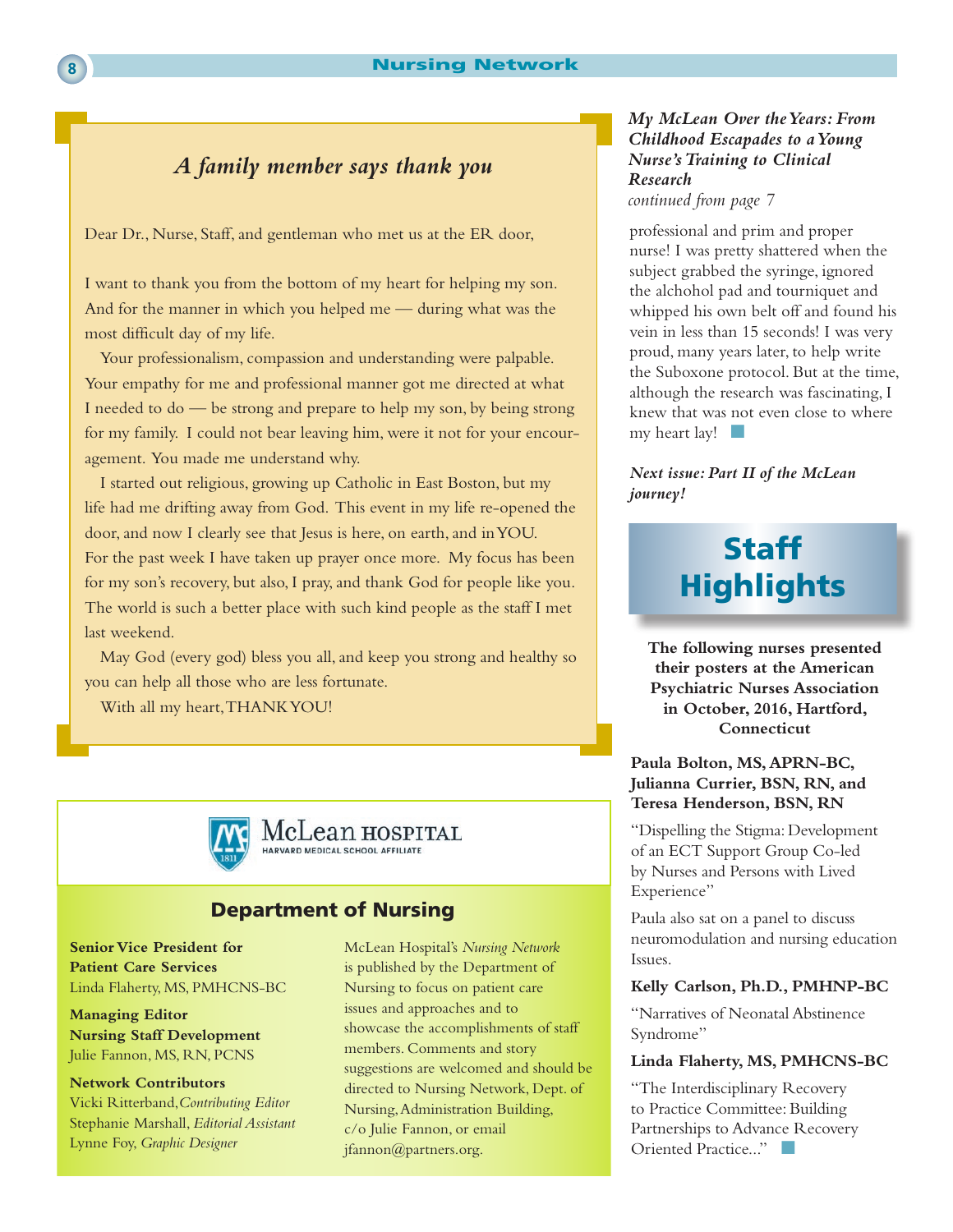## *A family member says thank you*

Dear Dr., Nurse, Staff, and gentleman who met us at the ER door,

I want to thank you from the bottom of my heart for helping my son. And for the manner in which you helped me — during what was the most difficult day of my life.

Your professionalism, compassion and understanding were palpable. Your empathy for me and professional manner got me directed at what I needed to do — be strong and prepare to help my son, by being strong for my family. I could not bear leaving him, were it not for your encouragement. You made me understand why.

I started out religious, growing up Catholic in East Boston, but my life had me drifting away from God. This event in my life re-opened the door, and now I clearly see that Jesus is here, on earth, and in YOU. For the past week I have taken up prayer once more. My focus has been for my son's recovery, but also, I pray, and thank God for people like you. The world is such a better place with such kind people as the staff I met last weekend.

May God (every god) bless you all, and keep you strong and healthy so you can help all those who are less fortunate.

With all my heart, THANK YOU!

McLean HOSPITAL
HARVARD MEDICAL SCHOOL AFFILIATE

## Department of Nursing

**Senior Vice President for Patient Care Services**
Linda Flaherty, MS, PMHCNS-BC

**Managing Editor**
**Nursing Staff Development**
Julie Fannon, MS, RN, PCNS

**Network Contributors**
Vicki Ritterband, *Contributing Editor*
Stephanie Marshall, *Editorial Assistant*
Lynne Foy, *Graphic Designer*

McLean Hospital's *Nursing Network* is published by the Department of Nursing to focus on patient care issues and approaches and to showcase the accomplishments of staff members. Comments and story suggestions are welcomed and should be directed to Nursing Network, Dept. of Nursing, Administration Building, c/o Julie Fannon, or email jfannon@partners.org.

### *My McLean Over the Years: From Childhood Escapades to a Young Nurse's Training to Clinical Research*

*continued from page 7*

professional and prim and proper nurse! I was pretty shattered when the subject grabbed the syringe, ignored the alchohol pad and tourniquet and whipped his own belt off and found his vein in less than 15 seconds! I was very proud, many years later, to help write the Suboxone protocol. But at the time, although the research was fascinating, I knew that was not even close to where my heart lay!

***Next issue: Part II of the McLean journey!***

## Staff Highlights

**The following nurses presented their posters at the American Psychiatric Nurses Association in October, 2016, Hartford, Connecticut**

**Paula Bolton, MS, APRN-BC, Julianna Currier, BSN, RN, and Teresa Henderson, BSN, RN**

"Dispelling the Stigma: Development of an ECT Support Group Co-led by Nurses and Persons with Lived Experience"

Paula also sat on a panel to discuss neuromodulation and nursing education Issues.

**Kelly Carlson, Ph.D., PMHNP-BC**

"Narratives of Neonatal Abstinence Syndrome"

**Linda Flaherty, MS, PMHCNS-BC**

"The Interdisciplinary Recovery to Practice Committee: Building Partnerships to Advance Recovery Oriented Practice..."